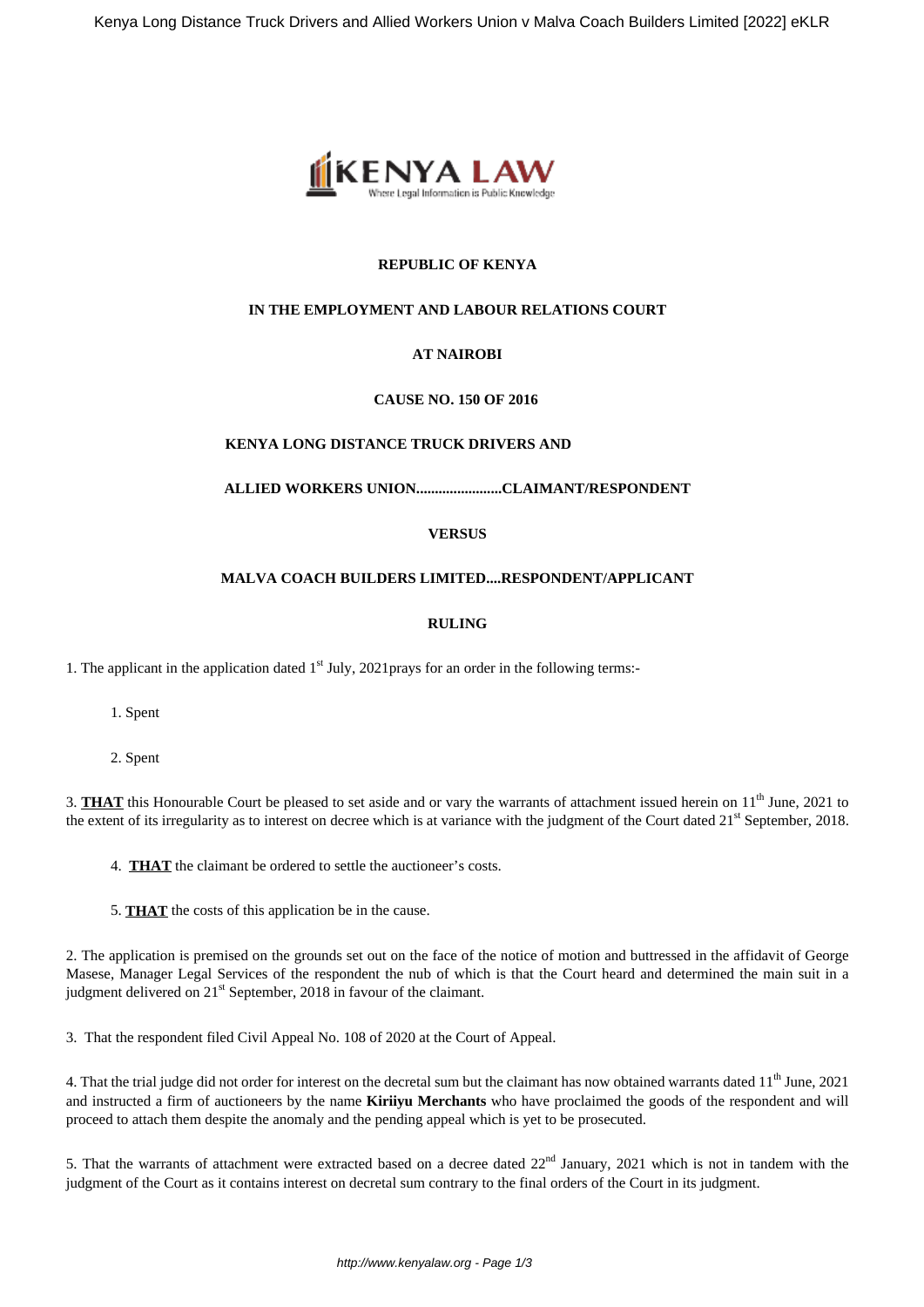**REPUBLIC OF KENYA**

**IN THE EMPLOYMENT AND LABOUR RELATIONS COURT**

**AT NAIROBI**

**CAUSE NO. 150 OF 2016**

**KENYA LONG DISTANCE TRUCK DRIVERS AND**

**ALLIED WORKERS UNION.......................CLAIMANT/RESPONDENT**

**VERSUS**

**MALVA COACH BUILDERS LIMITED....RESPONDENT/APPLICANT**

**RULING**

1. The applicant in the application dated 1st July, 2021prays for an order in the following terms:-

   1. Spent

   2. Spent

3. **THAT** this Honourable Court be pleased to set aside and or vary the warrants of attachment issued herein on 11th June, 2021 to the extent of its irregularity as to interest on decree which is at variance with the judgment of the Court dated 21st September, 2018.

   4. **THAT** the claimant be ordered to settle the auctioneer's costs.

   5. **THAT** the costs of this application be in the cause.

2. The application is premised on the grounds set out on the face of the notice of motion and buttressed in the affidavit of George Masese, Manager Legal Services of the respondent the nub of which is that the Court heard and determined the main suit in a judgment delivered on 21st September, 2018 in favour of the claimant.

3. That the respondent filed Civil Appeal No. 108 of 2020 at the Court of Appeal.

4. That the trial judge did not order for interest on the decretal sum but the claimant has now obtained warrants dated 11th June, 2021 and instructed a firm of auctioneers by the name **Kiriiyu Merchants** who have proclaimed the goods of the respondent and will proceed to attach them despite the anomaly and the pending appeal which is yet to be prosecuted.

5. That the warrants of attachment were extracted based on a decree dated 22nd January, 2021 which is not in tandem with the judgment of the Court as it contains interest on decretal sum contrary to the final orders of the Court in its judgment.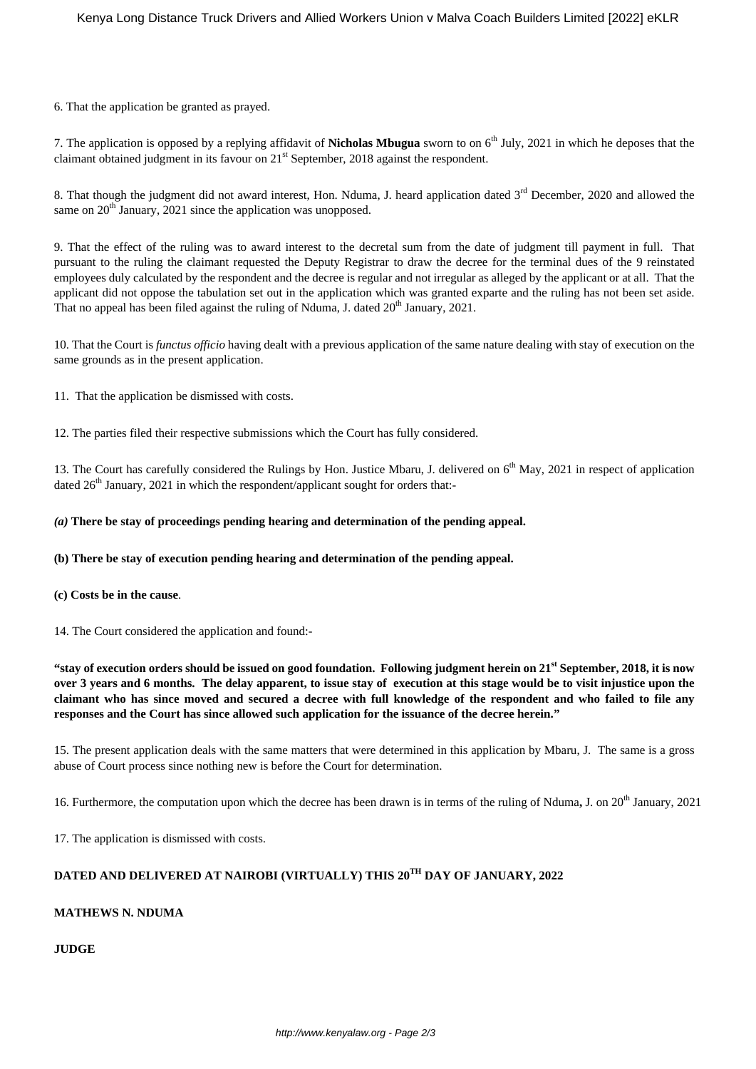6. That the application be granted as prayed.

7. The application is opposed by a replying affidavit of **Nicholas Mbugua** sworn to on 6th July, 2021 in which he deposes that the claimant obtained judgment in its favour on 21st September, 2018 against the respondent.

8. That though the judgment did not award interest, Hon. Nduma, J. heard application dated 3rd December, 2020 and allowed the same on 20th January, 2021 since the application was unopposed.

9. That the effect of the ruling was to award interest to the decretal sum from the date of judgment till payment in full. That pursuant to the ruling the claimant requested the Deputy Registrar to draw the decree for the terminal dues of the 9 reinstated employees duly calculated by the respondent and the decree is regular and not irregular as alleged by the applicant or at all. That the applicant did not oppose the tabulation set out in the application which was granted exparte and the ruling has not been set aside. That no appeal has been filed against the ruling of Nduma, J. dated 20th January, 2021.

10. That the Court is *functus officio* having dealt with a previous application of the same nature dealing with stay of execution on the same grounds as in the present application.

11. That the application be dismissed with costs.

12. The parties filed their respective submissions which the Court has fully considered.

13. The Court has carefully considered the Rulings by Hon. Justice Mbaru, J. delivered on 6th May, 2021 in respect of application dated 26th January, 2021 in which the respondent/applicant sought for orders that:-

***(a)* There be stay of proceedings pending hearing and determination of the pending appeal.**

**(b) There be stay of execution pending hearing and determination of the pending appeal.**

**(c) Costs be in the cause**.

14. The Court considered the application and found:-

**"stay of execution orders should be issued on good foundation. Following judgment herein on 21st September, 2018, it is now over 3 years and 6 months. The delay apparent, to issue stay of execution at this stage would be to visit injustice upon the claimant who has since moved and secured a decree with full knowledge of the respondent and who failed to file any responses and the Court has since allowed such application for the issuance of the decree herein."**

15. The present application deals with the same matters that were determined in this application by Mbaru, J. The same is a gross abuse of Court process since nothing new is before the Court for determination.

16. Furthermore, the computation upon which the decree has been drawn is in terms of the ruling of Nduma**,** J. on 20th January, 2021

17. The application is dismissed with costs.

**DATED AND DELIVERED AT NAIROBI (VIRTUALLY) THIS 20TH DAY OF JANUARY, 2022**

**MATHEWS N. NDUMA**

**JUDGE**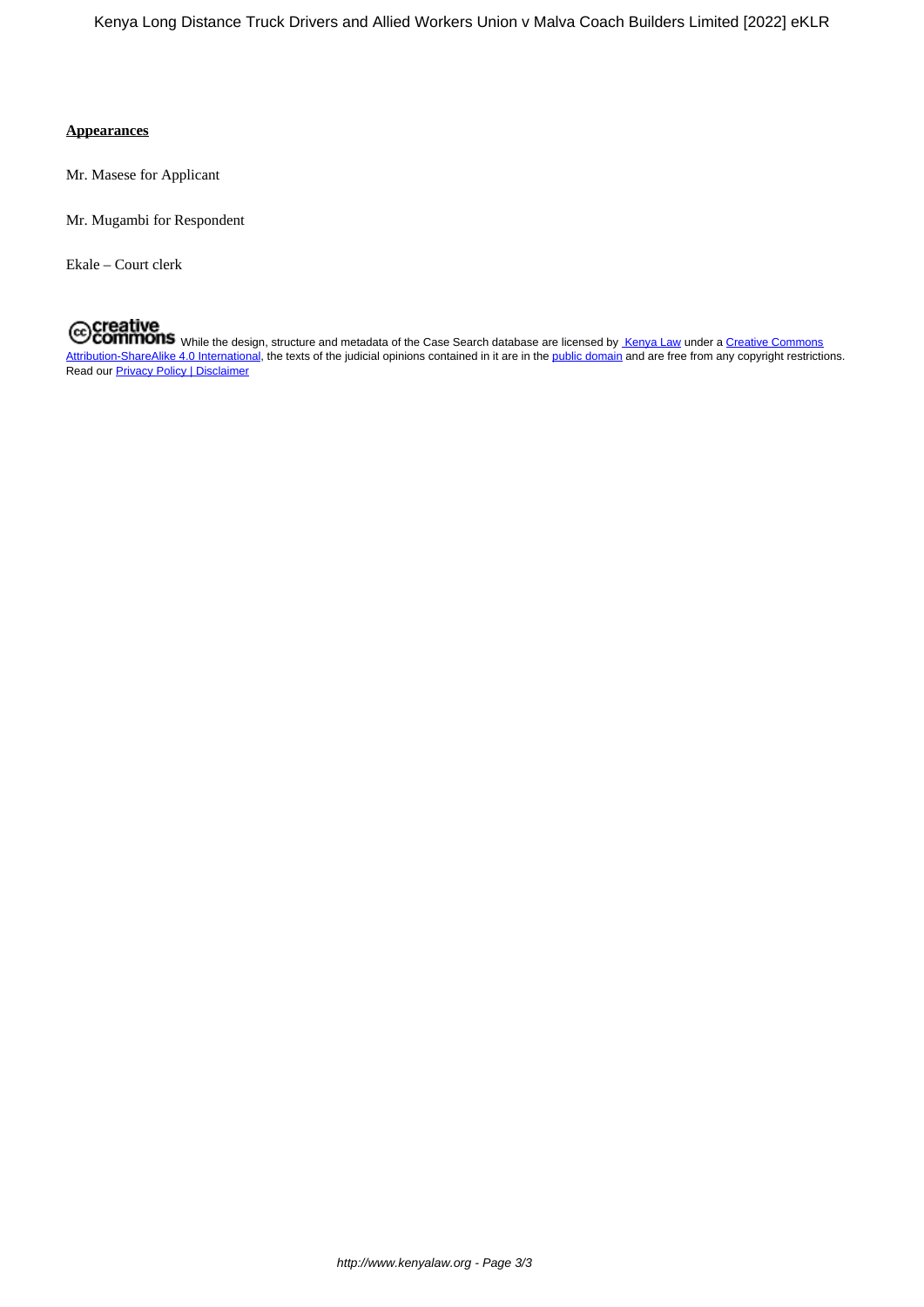**Appearances**

Mr. Masese for Applicant

Mr. Mugambi for Respondent

Ekale – Court clerk

While the design, structure and metadata of the Case Search database are licensed by Kenya Law under a Creative Commons Attribution-ShareAlike 4.0 International, the texts of the judicial opinions contained in it are in the public domain and are free from any copyright restrictions. Read our Privacy Policy | Disclaimer